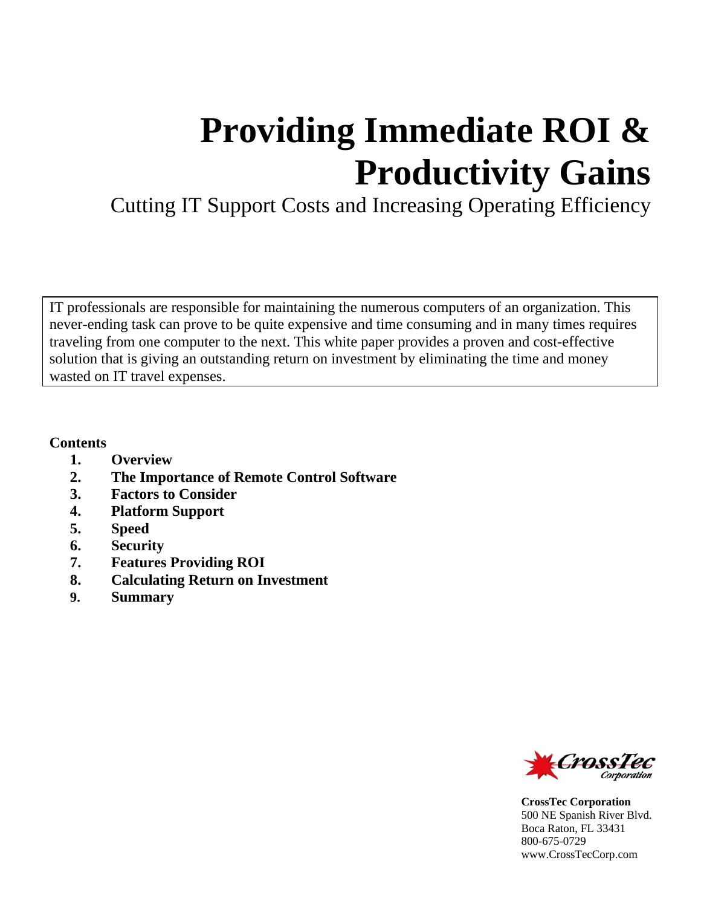# Providing Immediate ROI & Productivity Gains

## Cutting IT Support Costs and Increasing Operating Efficiency

IT professionals are responsible for maintaining the numerous computers of an organization. This never-ending task can prove to be quite expensive and time consuming and in many times requires traveling from one computer to the next. This white paper provides a proven and cost-effective solution that is giving an outstanding return on investment by eliminating the time and money wasted on IT travel expenses.

**Contents**

1. **Overview**
2. **The Importance of Remote Control Software**
3. **Factors to Consider**
4. **Platform Support**
5. **Speed**
6. **Security**
7. **Features Providing ROI**
8. **Calculating Return on Investment**
9. **Summary**

CrossTec Corporation

**CrossTec Corporation**
500 NE Spanish River Blvd.
Boca Raton, FL 33431
800-675-0729
www.CrossTecCorp.com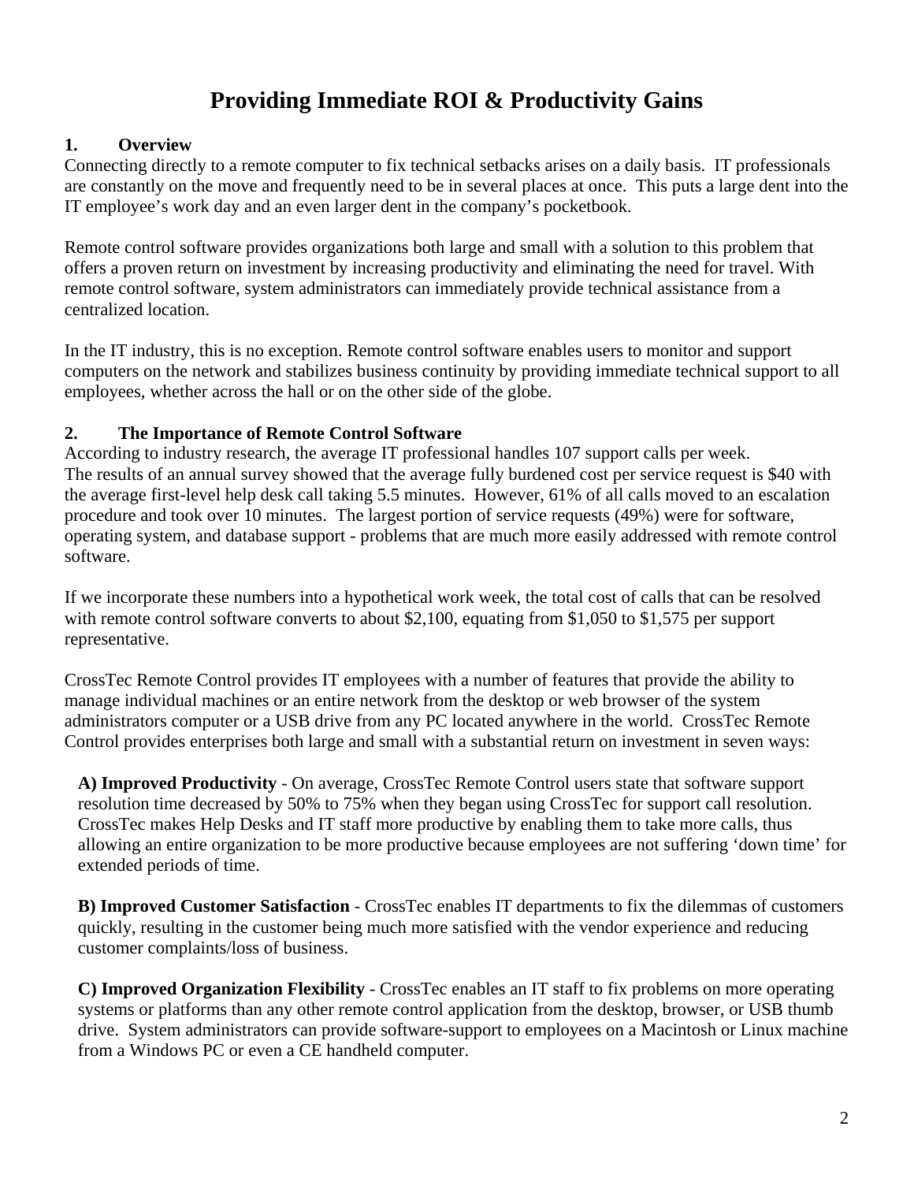# Providing Immediate ROI & Productivity Gains

## 1. Overview

Connecting directly to a remote computer to fix technical setbacks arises on a daily basis. IT professionals are constantly on the move and frequently need to be in several places at once. This puts a large dent into the IT employee's work day and an even larger dent in the company's pocketbook.

Remote control software provides organizations both large and small with a solution to this problem that offers a proven return on investment by increasing productivity and eliminating the need for travel. With remote control software, system administrators can immediately provide technical assistance from a centralized location.

In the IT industry, this is no exception. Remote control software enables users to monitor and support computers on the network and stabilizes business continuity by providing immediate technical support to all employees, whether across the hall or on the other side of the globe.

## 2. The Importance of Remote Control Software

According to industry research, the average IT professional handles 107 support calls per week. The results of an annual survey showed that the average fully burdened cost per service request is $40 with the average first-level help desk call taking 5.5 minutes. However, 61% of all calls moved to an escalation procedure and took over 10 minutes. The largest portion of service requests (49%) were for software, operating system, and database support - problems that are much more easily addressed with remote control software.

If we incorporate these numbers into a hypothetical work week, the total cost of calls that can be resolved with remote control software converts to about $2,100, equating from $1,050 to $1,575 per support representative.

CrossTec Remote Control provides IT employees with a number of features that provide the ability to manage individual machines or an entire network from the desktop or web browser of the system administrators computer or a USB drive from any PC located anywhere in the world. CrossTec Remote Control provides enterprises both large and small with a substantial return on investment in seven ways:

**A) Improved Productivity** - On average, CrossTec Remote Control users state that software support resolution time decreased by 50% to 75% when they began using CrossTec for support call resolution. CrossTec makes Help Desks and IT staff more productive by enabling them to take more calls, thus allowing an entire organization to be more productive because employees are not suffering 'down time' for extended periods of time.

**B) Improved Customer Satisfaction** - CrossTec enables IT departments to fix the dilemmas of customers quickly, resulting in the customer being much more satisfied with the vendor experience and reducing customer complaints/loss of business.

**C) Improved Organization Flexibility** - CrossTec enables an IT staff to fix problems on more operating systems or platforms than any other remote control application from the desktop, browser, or USB thumb drive. System administrators can provide software-support to employees on a Macintosh or Linux machine from a Windows PC or even a CE handheld computer.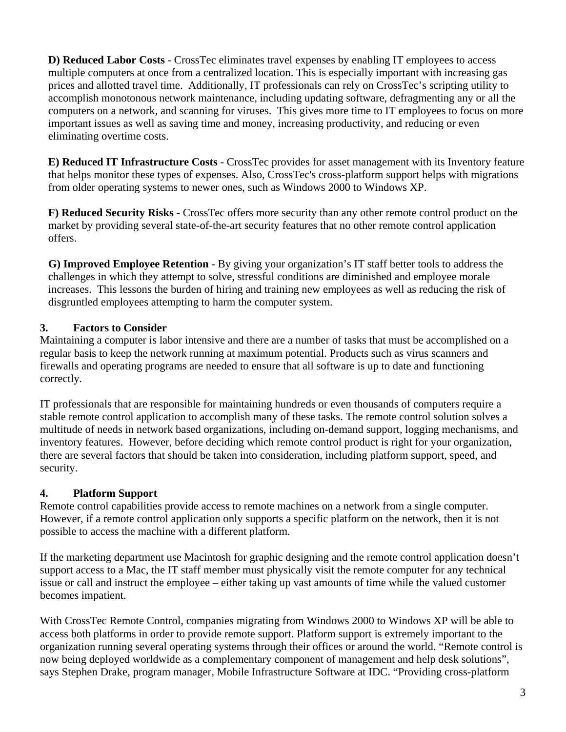**D) Reduced Labor Costs** - CrossTec eliminates travel expenses by enabling IT employees to access multiple computers at once from a centralized location. This is especially important with increasing gas prices and allotted travel time. Additionally, IT professionals can rely on CrossTec's scripting utility to accomplish monotonous network maintenance, including updating software, defragmenting any or all the computers on a network, and scanning for viruses. This gives more time to IT employees to focus on more important issues as well as saving time and money, increasing productivity, and reducing or even eliminating overtime costs.

**E) Reduced IT Infrastructure Costs** - CrossTec provides for asset management with its Inventory feature that helps monitor these types of expenses. Also, CrossTec's cross-platform support helps with migrations from older operating systems to newer ones, such as Windows 2000 to Windows XP.

**F) Reduced Security Risks** - CrossTec offers more security than any other remote control product on the market by providing several state-of-the-art security features that no other remote control application offers.

**G) Improved Employee Retention** - By giving your organization's IT staff better tools to address the challenges in which they attempt to solve, stressful conditions are diminished and employee morale increases. This lessons the burden of hiring and training new employees as well as reducing the risk of disgruntled employees attempting to harm the computer system.

## 3. Factors to Consider

Maintaining a computer is labor intensive and there are a number of tasks that must be accomplished on a regular basis to keep the network running at maximum potential. Products such as virus scanners and firewalls and operating programs are needed to ensure that all software is up to date and functioning correctly.

IT professionals that are responsible for maintaining hundreds or even thousands of computers require a stable remote control application to accomplish many of these tasks. The remote control solution solves a multitude of needs in network based organizations, including on-demand support, logging mechanisms, and inventory features. However, before deciding which remote control product is right for your organization, there are several factors that should be taken into consideration, including platform support, speed, and security.

## 4. Platform Support

Remote control capabilities provide access to remote machines on a network from a single computer. However, if a remote control application only supports a specific platform on the network, then it is not possible to access the machine with a different platform.

If the marketing department use Macintosh for graphic designing and the remote control application doesn't support access to a Mac, the IT staff member must physically visit the remote computer for any technical issue or call and instruct the employee – either taking up vast amounts of time while the valued customer becomes impatient.

With CrossTec Remote Control, companies migrating from Windows 2000 to Windows XP will be able to access both platforms in order to provide remote support. Platform support is extremely important to the organization running several operating systems through their offices or around the world. "Remote control is now being deployed worldwide as a complementary component of management and help desk solutions", says Stephen Drake, program manager, Mobile Infrastructure Software at IDC. "Providing cross-platform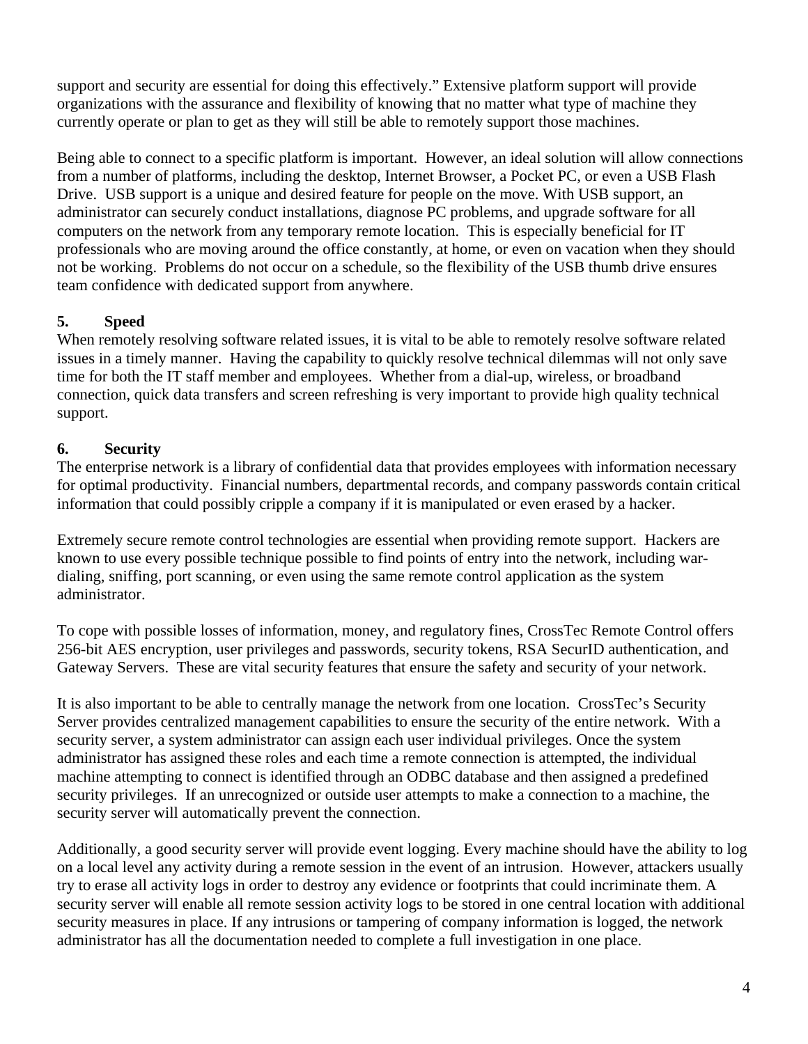support and security are essential for doing this effectively." Extensive platform support will provide organizations with the assurance and flexibility of knowing that no matter what type of machine they currently operate or plan to get as they will still be able to remotely support those machines.

Being able to connect to a specific platform is important. However, an ideal solution will allow connections from a number of platforms, including the desktop, Internet Browser, a Pocket PC, or even a USB Flash Drive. USB support is a unique and desired feature for people on the move. With USB support, an administrator can securely conduct installations, diagnose PC problems, and upgrade software for all computers on the network from any temporary remote location. This is especially beneficial for IT professionals who are moving around the office constantly, at home, or even on vacation when they should not be working. Problems do not occur on a schedule, so the flexibility of the USB thumb drive ensures team confidence with dedicated support from anywhere.

### 5. Speed

When remotely resolving software related issues, it is vital to be able to remotely resolve software related issues in a timely manner. Having the capability to quickly resolve technical dilemmas will not only save time for both the IT staff member and employees. Whether from a dial-up, wireless, or broadband connection, quick data transfers and screen refreshing is very important to provide high quality technical support.

### 6. Security

The enterprise network is a library of confidential data that provides employees with information necessary for optimal productivity. Financial numbers, departmental records, and company passwords contain critical information that could possibly cripple a company if it is manipulated or even erased by a hacker.

Extremely secure remote control technologies are essential when providing remote support. Hackers are known to use every possible technique possible to find points of entry into the network, including war-dialing, sniffing, port scanning, or even using the same remote control application as the system administrator.

To cope with possible losses of information, money, and regulatory fines, CrossTec Remote Control offers 256-bit AES encryption, user privileges and passwords, security tokens, RSA SecurID authentication, and Gateway Servers. These are vital security features that ensure the safety and security of your network.

It is also important to be able to centrally manage the network from one location. CrossTec's Security Server provides centralized management capabilities to ensure the security of the entire network. With a security server, a system administrator can assign each user individual privileges. Once the system administrator has assigned these roles and each time a remote connection is attempted, the individual machine attempting to connect is identified through an ODBC database and then assigned a predefined security privileges. If an unrecognized or outside user attempts to make a connection to a machine, the security server will automatically prevent the connection.

Additionally, a good security server will provide event logging. Every machine should have the ability to log on a local level any activity during a remote session in the event of an intrusion. However, attackers usually try to erase all activity logs in order to destroy any evidence or footprints that could incriminate them. A security server will enable all remote session activity logs to be stored in one central location with additional security measures in place. If any intrusions or tampering of company information is logged, the network administrator has all the documentation needed to complete a full investigation in one place.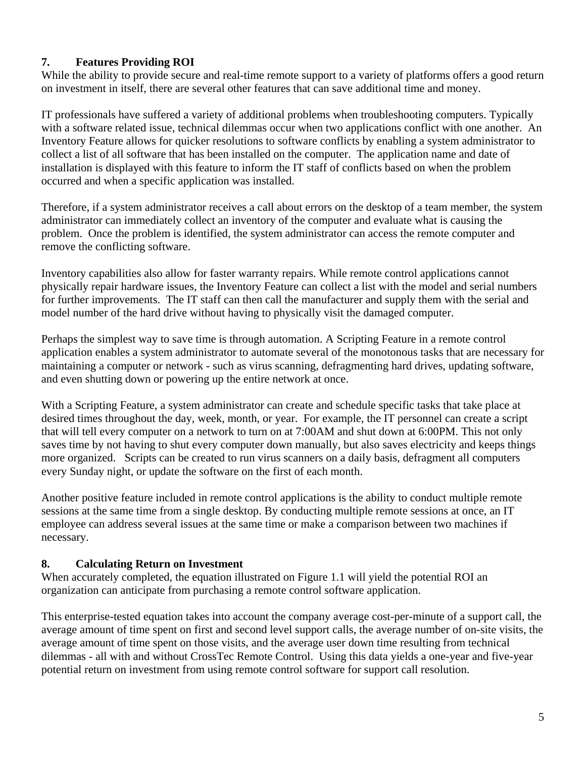## 7. Features Providing ROI

While the ability to provide secure and real-time remote support to a variety of platforms offers a good return on investment in itself, there are several other features that can save additional time and money.

IT professionals have suffered a variety of additional problems when troubleshooting computers. Typically with a software related issue, technical dilemmas occur when two applications conflict with one another. An Inventory Feature allows for quicker resolutions to software conflicts by enabling a system administrator to collect a list of all software that has been installed on the computer. The application name and date of installation is displayed with this feature to inform the IT staff of conflicts based on when the problem occurred and when a specific application was installed.

Therefore, if a system administrator receives a call about errors on the desktop of a team member, the system administrator can immediately collect an inventory of the computer and evaluate what is causing the problem. Once the problem is identified, the system administrator can access the remote computer and remove the conflicting software.

Inventory capabilities also allow for faster warranty repairs. While remote control applications cannot physically repair hardware issues, the Inventory Feature can collect a list with the model and serial numbers for further improvements. The IT staff can then call the manufacturer and supply them with the serial and model number of the hard drive without having to physically visit the damaged computer.

Perhaps the simplest way to save time is through automation. A Scripting Feature in a remote control application enables a system administrator to automate several of the monotonous tasks that are necessary for maintaining a computer or network - such as virus scanning, defragmenting hard drives, updating software, and even shutting down or powering up the entire network at once.

With a Scripting Feature, a system administrator can create and schedule specific tasks that take place at desired times throughout the day, week, month, or year. For example, the IT personnel can create a script that will tell every computer on a network to turn on at 7:00AM and shut down at 6:00PM. This not only saves time by not having to shut every computer down manually, but also saves electricity and keeps things more organized. Scripts can be created to run virus scanners on a daily basis, defragment all computers every Sunday night, or update the software on the first of each month.

Another positive feature included in remote control applications is the ability to conduct multiple remote sessions at the same time from a single desktop. By conducting multiple remote sessions at once, an IT employee can address several issues at the same time or make a comparison between two machines if necessary.

## 8. Calculating Return on Investment

When accurately completed, the equation illustrated on Figure 1.1 will yield the potential ROI an organization can anticipate from purchasing a remote control software application.

This enterprise-tested equation takes into account the company average cost-per-minute of a support call, the average amount of time spent on first and second level support calls, the average number of on-site visits, the average amount of time spent on those visits, and the average user down time resulting from technical dilemmas - all with and without CrossTec Remote Control. Using this data yields a one-year and five-year potential return on investment from using remote control software for support call resolution.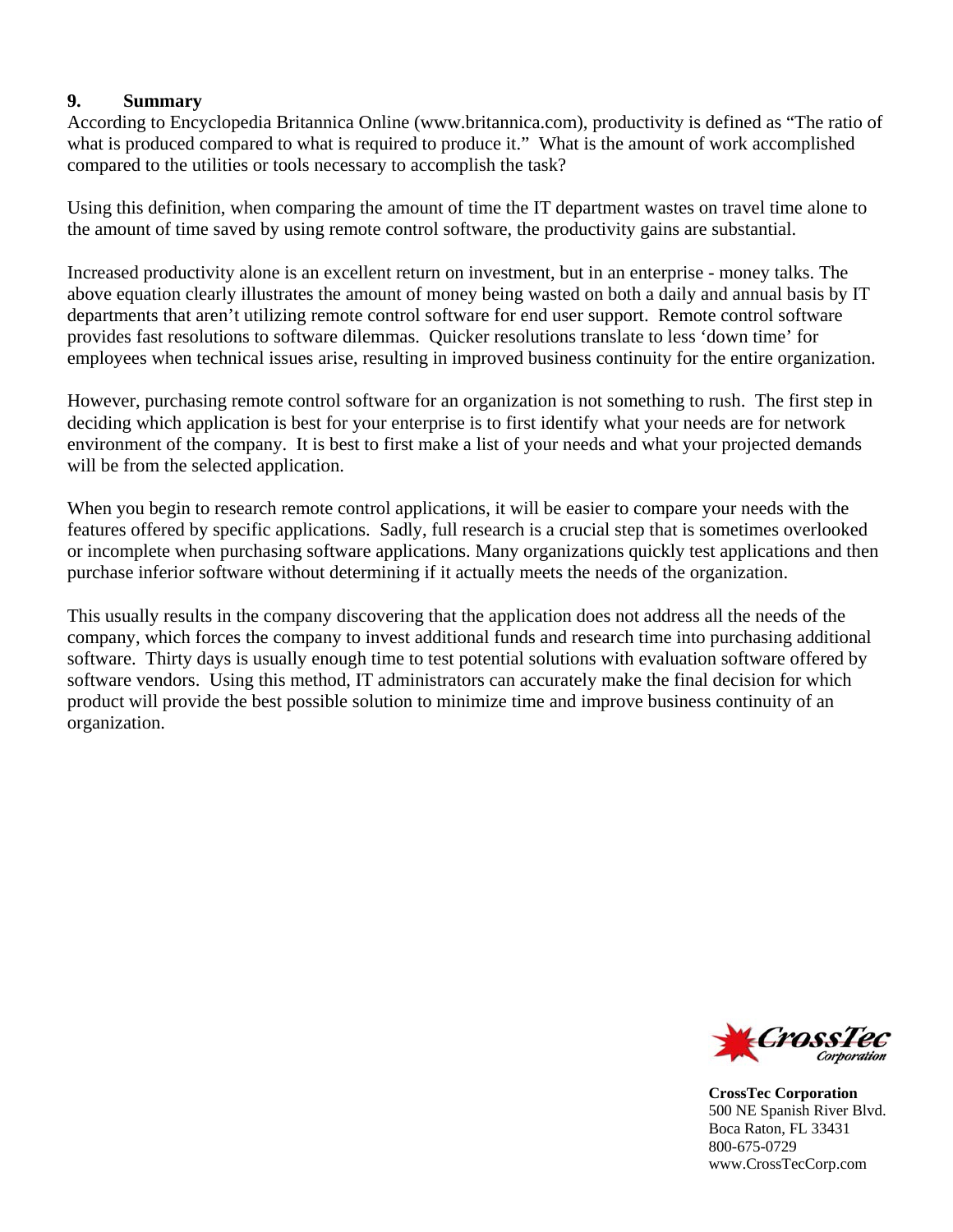## 9. Summary

According to Encyclopedia Britannica Online (www.britannica.com), productivity is defined as "The ratio of what is produced compared to what is required to produce it." What is the amount of work accomplished compared to the utilities or tools necessary to accomplish the task?

Using this definition, when comparing the amount of time the IT department wastes on travel time alone to the amount of time saved by using remote control software, the productivity gains are substantial.

Increased productivity alone is an excellent return on investment, but in an enterprise - money talks. The above equation clearly illustrates the amount of money being wasted on both a daily and annual basis by IT departments that aren't utilizing remote control software for end user support. Remote control software provides fast resolutions to software dilemmas. Quicker resolutions translate to less 'down time' for employees when technical issues arise, resulting in improved business continuity for the entire organization.

However, purchasing remote control software for an organization is not something to rush. The first step in deciding which application is best for your enterprise is to first identify what your needs are for network environment of the company. It is best to first make a list of your needs and what your projected demands will be from the selected application.

When you begin to research remote control applications, it will be easier to compare your needs with the features offered by specific applications. Sadly, full research is a crucial step that is sometimes overlooked or incomplete when purchasing software applications. Many organizations quickly test applications and then purchase inferior software without determining if it actually meets the needs of the organization.

This usually results in the company discovering that the application does not address all the needs of the company, which forces the company to invest additional funds and research time into purchasing additional software. Thirty days is usually enough time to test potential solutions with evaluation software offered by software vendors. Using this method, IT administrators can accurately make the final decision for which product will provide the best possible solution to minimize time and improve business continuity of an organization.

CrossTec Corporation

**CrossTec Corporation**
500 NE Spanish River Blvd.
Boca Raton, FL 33431
800-675-0729
www.CrossTecCorp.com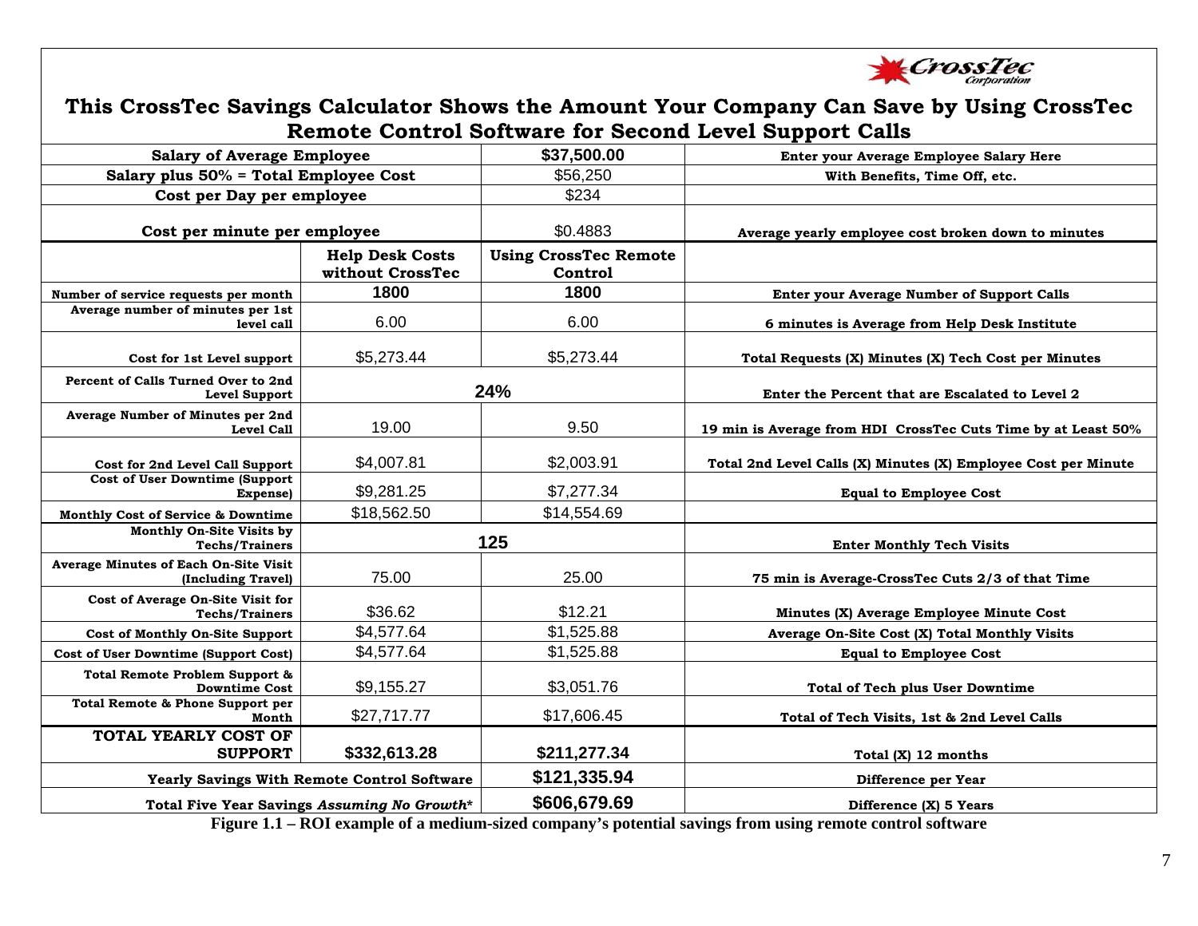CrossTec Corporation

# This CrossTec Savings Calculator Shows the Amount Your Company Can Save by Using CrossTec Remote Control Software for Second Level Support Calls

| | | | |
|---|---|---|---|
| **Salary of Average Employee** | | **$37,500.00** | **Enter your Average Employee Salary Here** |
| **Salary plus 50% = Total Employee Cost** | | $56,250 | **With Benefits, Time Off, etc.** |
| **Cost per Day per employee** | | $234 | |
| **Cost per minute per employee** | | $0.4883 | **Average yearly employee cost broken down to minutes** |
| | **Help Desk Costs without CrossTec** | **Using CrossTec Remote Control** | |
| **Number of service requests per month** | **1800** | **1800** | **Enter your Average Number of Support Calls** |
| **Average number of minutes per 1st level call** | 6.00 | 6.00 | **6 minutes is Average from Help Desk Institute** |
| **Cost for 1st Level support** | $5,273.44 | $5,273.44 | **Total Requests (X) Minutes (X) Tech Cost per Minutes** |
| **Percent of Calls Turned Over to 2nd Level Support** | **24%** | | **Enter the Percent that are Escalated to Level 2** |
| **Average Number of Minutes per 2nd Level Call** | 19.00 | 9.50 | **19 min is Average from HDI CrossTec Cuts Time by at Least 50%** |
| **Cost for 2nd Level Call Support** | $4,007.81 | $2,003.91 | **Total 2nd Level Calls (X) Minutes (X) Employee Cost per Minute** |
| **Cost of User Downtime (Support Expense)** | $9,281.25 | $7,277.34 | **Equal to Employee Cost** |
| **Monthly Cost of Service & Downtime** | $18,562.50 | $14,554.69 | |
| **Monthly On-Site Visits by Techs/Trainers** | **125** | | **Enter Monthly Tech Visits** |
| **Average Minutes of Each On-Site Visit (Including Travel)** | 75.00 | 25.00 | **75 min is Average-CrossTec Cuts 2/3 of that Time** |
| **Cost of Average On-Site Visit for Techs/Trainers** | $36.62 | $12.21 | **Minutes (X) Average Employee Minute Cost** |
| **Cost of Monthly On-Site Support** | $4,577.64 | $1,525.88 | **Average On-Site Cost (X) Total Monthly Visits** |
| **Cost of User Downtime (Support Cost)** | $4,577.64 | $1,525.88 | **Equal to Employee Cost** |
| **Total Remote Problem Support & Downtime Cost** | $9,155.27 | $3,051.76 | **Total of Tech plus User Downtime** |
| **Total Remote & Phone Support per Month** | $27,717.77 | $17,606.45 | **Total of Tech Visits, 1st & 2nd Level Calls** |
| **TOTAL YEARLY COST OF SUPPORT** | **$332,613.28** | **$211,277.34** | **Total (X) 12 months** |
| **Yearly Savings With Remote Control Software** | | **$121,335.94** | **Difference per Year** |
| **Total Five Year Savings *Assuming No Growth\**** | | **$606,679.69** | **Difference (X) 5 Years** |

**Figure 1.1 – ROI example of a medium-sized company's potential savings from using remote control software**